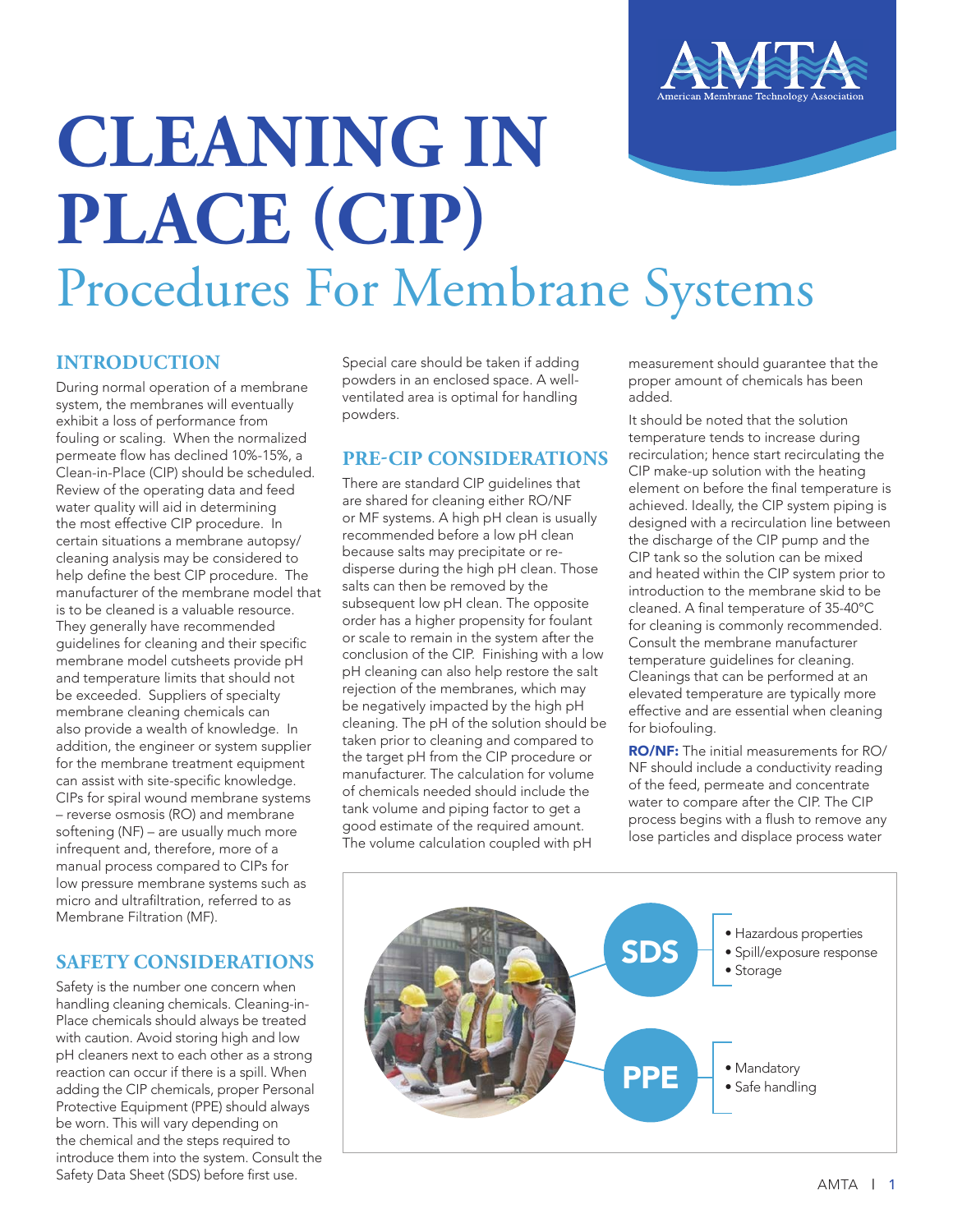# CLEANING IN PLACE (CIP)

## Procedures For Membrane Systems

### INTRODUCTION

During normal operation of a membrane system, the membranes will eventually exhibit a loss of performance from fouling or scaling. When the normalized permeate flow has declined 10%-15%, a Clean-in-Place (CIP) should be scheduled. Review of the operating data and feed water quality will aid in determining the most effective CIP procedure. In certain situations a membrane autopsy/ cleaning analysis may be considered to help define the best CIP procedure. The manufacturer of the membrane model that is to be cleaned is a valuable resource. They generally have recommended guidelines for cleaning and their specific membrane model cutsheets provide pH and temperature limits that should not be exceeded. Suppliers of specialty membrane cleaning chemicals can also provide a wealth of knowledge. In addition, the engineer or system supplier for the membrane treatment equipment can assist with site-specific knowledge. CIPs for spiral wound membrane systems – reverse osmosis (RO) and membrane softening (NF) – are usually much more infrequent and, therefore, more of a manual process compared to CIPs for low pressure membrane systems such as micro and ultrafiltration, referred to as Membrane Filtration (MF).

### SAFETY CONSIDERATIONS

Safety is the number one concern when handling cleaning chemicals. Cleaning-in-Place chemicals should always be treated with caution. Avoid storing high and low pH cleaners next to each other as a strong reaction can occur if there is a spill. When adding the CIP chemicals, proper Personal Protective Equipment (PPE) should always be worn. This will vary depending on the chemical and the steps required to introduce them into the system. Consult the Safety Data Sheet (SDS) before first use. Special care should be taken if adding powders in an enclosed space. A well-ventilated area is optimal for handling powders.

### PRE-CIP CONSIDERATIONS

There are standard CIP guidelines that are shared for cleaning either RO/NF or MF systems. A high pH clean is usually recommended before a low pH clean because salts may precipitate or re-disperse during the high pH clean. Those salts can then be removed by the subsequent low pH clean. The opposite order has a higher propensity for foulant or scale to remain in the system after the conclusion of the CIP. Finishing with a low pH cleaning can also help restore the salt rejection of the membranes, which may be negatively impacted by the high pH cleaning. The pH of the solution should be taken prior to cleaning and compared to the target pH from the CIP procedure or manufacturer. The calculation for volume of chemicals needed should include the tank volume and piping factor to get a good estimate of the required amount. The volume calculation coupled with pH measurement should guarantee that the proper amount of chemicals has been added.

It should be noted that the solution temperature tends to increase during recirculation; hence start recirculating the CIP make-up solution with the heating element on before the final temperature is achieved. Ideally, the CIP system piping is designed with a recirculation line between the discharge of the CIP pump and the CIP tank so the solution can be mixed and heated within the CIP system prior to introduction to the membrane skid to be cleaned. A final temperature of 35-40°C for cleaning is commonly recommended. Consult the membrane manufacturer temperature guidelines for cleaning. Cleanings that can be performed at an elevated temperature are typically more effective and are essential when cleaning for biofouling.

**RO/NF:** The initial measurements for RO/NF should include a conductivity reading of the feed, permeate and concentrate water to compare after the CIP. The CIP process begins with a flush to remove any lose particles and displace process water

**SDS**
- Hazardous properties
- Spill/exposure response
- Storage

**PPE**
- Mandatory
- Safe handling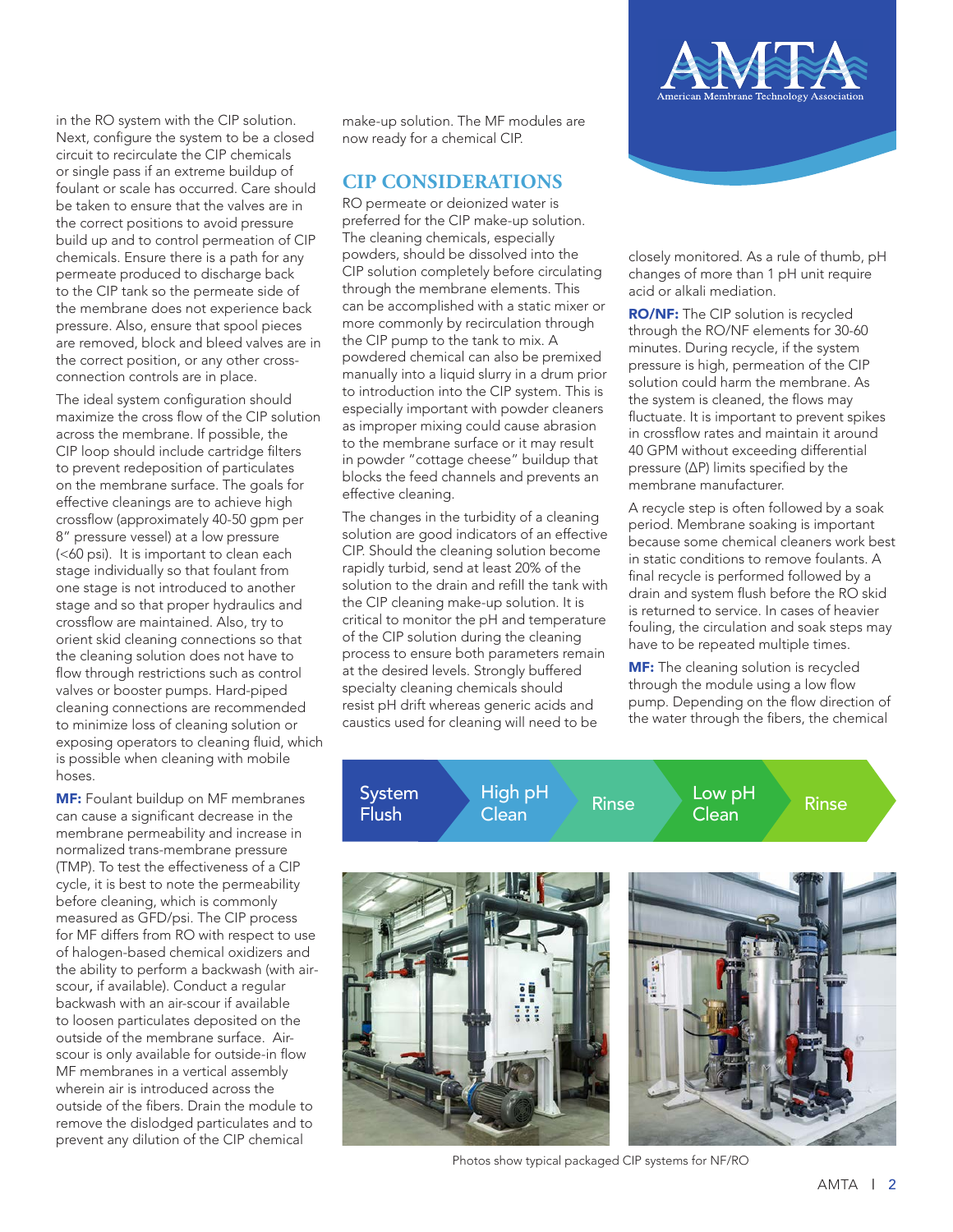in the RO system with the CIP solution. Next, configure the system to be a closed circuit to recirculate the CIP chemicals or single pass if an extreme buildup of foulant or scale has occurred. Care should be taken to ensure that the valves are in the correct positions to avoid pressure build up and to control permeation of CIP chemicals. Ensure there is a path for any permeate produced to discharge back to the CIP tank so the permeate side of the membrane does not experience back pressure. Also, ensure that spool pieces are removed, block and bleed valves are in the correct position, or any other cross-connection controls are in place.

The ideal system configuration should maximize the cross flow of the CIP solution across the membrane. If possible, the CIP loop should include cartridge filters to prevent redeposition of particulates on the membrane surface. The goals for effective cleanings are to achieve high crossflow (approximately 40-50 gpm per 8" pressure vessel) at a low pressure (<60 psi). It is important to clean each stage individually so that foulant from one stage is not introduced to another stage and so that proper hydraulics and crossflow are maintained. Also, try to orient skid cleaning connections so that the cleaning solution does not have to flow through restrictions such as control valves or booster pumps. Hard-piped cleaning connections are recommended to minimize loss of cleaning solution or exposing operators to cleaning fluid, which is possible when cleaning with mobile hoses.

**MF:** Foulant buildup on MF membranes can cause a significant decrease in the membrane permeability and increase in normalized trans-membrane pressure (TMP). To test the effectiveness of a CIP cycle, it is best to note the permeability before cleaning, which is commonly measured as GFD/psi. The CIP process for MF differs from RO with respect to use of halogen-based chemical oxidizers and the ability to perform a backwash (with air-scour, if available). Conduct a regular backwash with an air-scour if available to loosen particulates deposited on the outside of the membrane surface. Air-scour is only available for outside-in flow MF membranes in a vertical assembly wherein air is introduced across the outside of the fibers. Drain the module to remove the dislodged particulates and to prevent any dilution of the CIP chemical make-up solution. The MF modules are now ready for a chemical CIP.

## CIP CONSIDERATIONS

RO permeate or deionized water is preferred for the CIP make-up solution. The cleaning chemicals, especially powders, should be dissolved into the CIP solution completely before circulating through the membrane elements. This can be accomplished with a static mixer or more commonly by recirculation through the CIP pump to the tank to mix. A powdered chemical can also be premixed manually into a liquid slurry in a drum prior to introduction into the CIP system. This is especially important with powder cleaners as improper mixing could cause abrasion to the membrane surface or it may result in powder "cottage cheese" buildup that blocks the feed channels and prevents an effective cleaning.

The changes in the turbidity of a cleaning solution are good indicators of an effective CIP. Should the cleaning solution become rapidly turbid, send at least 20% of the solution to the drain and refill the tank with the CIP cleaning make-up solution. It is critical to monitor the pH and temperature of the CIP solution during the cleaning process to ensure both parameters remain at the desired levels. Strongly buffered specialty cleaning chemicals should resist pH drift whereas generic acids and caustics used for cleaning will need to be closely monitored. As a rule of thumb, pH changes of more than 1 pH unit require acid or alkali mediation.

**RO/NF:** The CIP solution is recycled through the RO/NF elements for 30-60 minutes. During recycle, if the system pressure is high, permeation of the CIP solution could harm the membrane. As the system is cleaned, the flows may fluctuate. It is important to prevent spikes in crossflow rates and maintain it around 40 GPM without exceeding differential pressure (ΔP) limits specified by the membrane manufacturer.

A recycle step is often followed by a soak period. Membrane soaking is important because some chemical cleaners work best in static conditions to remove foulants. A final recycle is performed followed by a drain and system flush before the RO skid is returned to service. In cases of heavier fouling, the circulation and soak steps may have to be repeated multiple times.

**MF:** The cleaning solution is recycled through the module using a low flow pump. Depending on the flow direction of the water through the fibers, the chemical

System Flush → High pH Clean → Rinse → Low pH Clean → Rinse

Photos show typical packaged CIP systems for NF/RO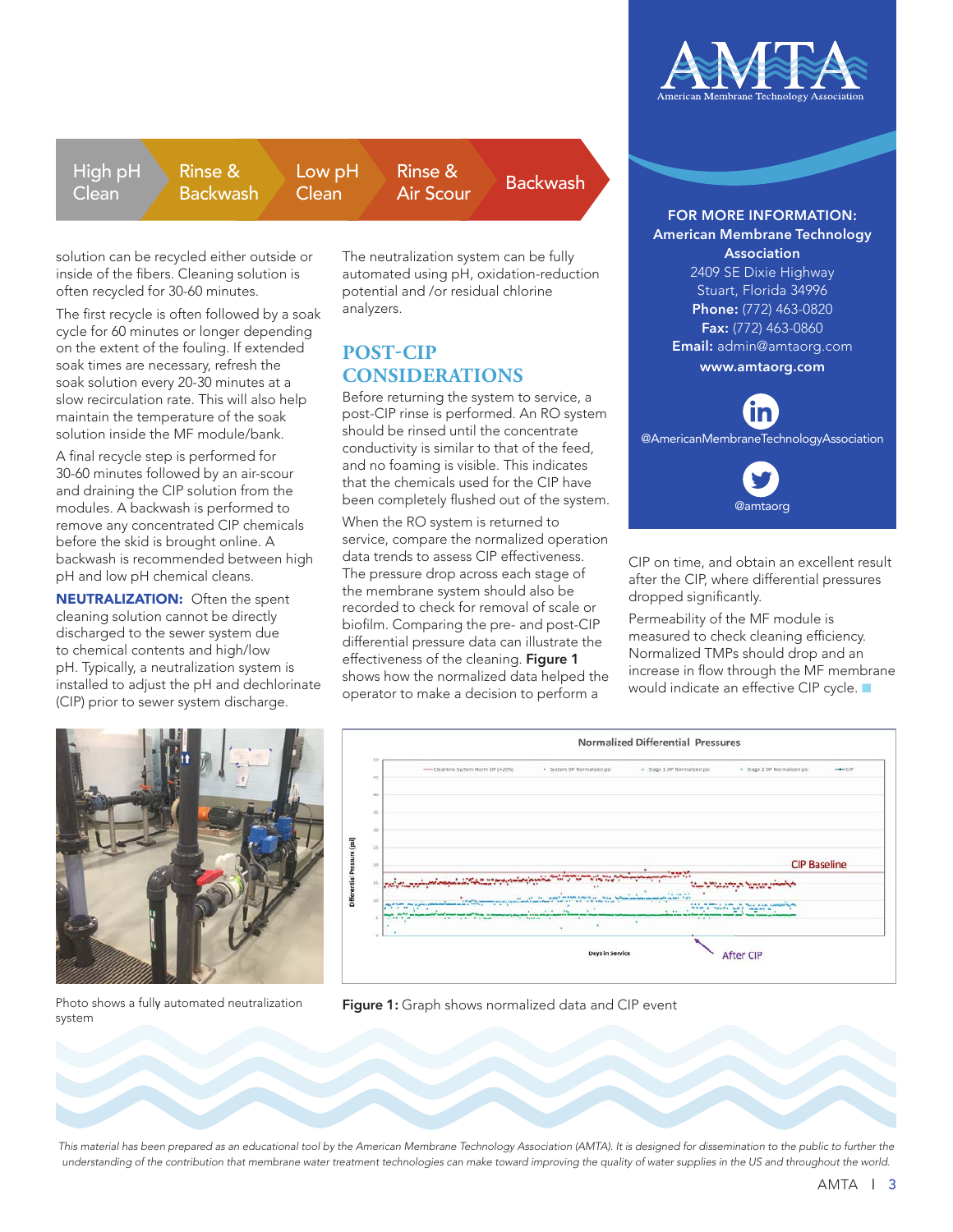High pH Clean → Rinse & Backwash → Low pH Clean → Rinse & Air Scour → Backwash

solution can be recycled either outside or inside of the fibers. Cleaning solution is often recycled for 30-60 minutes.

The first recycle is often followed by a soak cycle for 60 minutes or longer depending on the extent of the fouling. If extended soak times are necessary, refresh the soak solution every 20-30 minutes at a slow recirculation rate. This will also help maintain the temperature of the soak solution inside the MF module/bank.

A final recycle step is performed for 30-60 minutes followed by an air-scour and draining the CIP solution from the modules. A backwash is performed to remove any concentrated CIP chemicals before the skid is brought online. A backwash is recommended between high pH and low pH chemical cleans.

**NEUTRALIZATION:** Often the spent cleaning solution cannot be directly discharged to the sewer system due to chemical contents and high/low pH. Typically, a neutralization system is installed to adjust the pH and dechlorinate (CIP) prior to sewer system discharge.

The neutralization system can be fully automated using pH, oxidation-reduction potential and /or residual chlorine analyzers.

## POST-CIP CONSIDERATIONS

Before returning the system to service, a post-CIP rinse is performed. An RO system should be rinsed until the concentrate conductivity is similar to that of the feed, and no foaming is visible. This indicates that the chemicals used for the CIP have been completely flushed out of the system.

When the RO system is returned to service, compare the normalized operation data trends to assess CIP effectiveness. The pressure drop across each stage of the membrane system should also be recorded to check for removal of scale or biofilm. Comparing the pre- and post-CIP differential pressure data can illustrate the effectiveness of the cleaning. **Figure 1** shows how the normalized data helped the operator to make a decision to perform a CIP on time, and obtain an excellent result after the CIP, where differential pressures dropped significantly.

Permeability of the MF module is measured to check cleaning efficiency. Normalized TMPs should drop and an increase in flow through the MF membrane would indicate an effective CIP cycle.

**FOR MORE INFORMATION:**
**American Membrane Technology Association**
2409 SE Dixie Highway
Stuart, Florida 34996
**Phone:** (772) 463-0820
**Fax:** (772) 463-0860
**Email:** admin@amtaorg.com
**www.amtaorg.com**

@AmericanMembraneTechnologyAssociation

@amtaorg

Photo shows a fully automated neutralization system

Normalized Differential Pressures
CIP Baseline
After CIP
Days in Service
Differential Pressure (psi)

**Figure 1:** Graph shows normalized data and CIP event

*This material has been prepared as an educational tool by the American Membrane Technology Association (AMTA). It is designed for dissemination to the public to further the understanding of the contribution that membrane water treatment technologies can make toward improving the quality of water supplies in the US and throughout the world.*